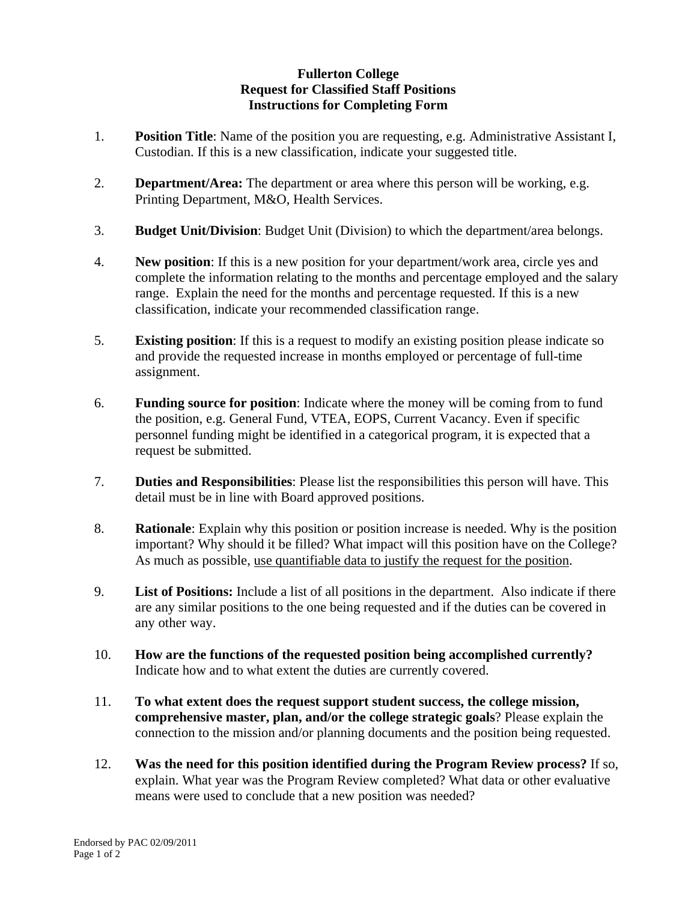# Fullerton College
## Request for Classified Staff Positions
## Instructions for Completing Form

1. **Position Title**: Name of the position you are requesting, e.g. Administrative Assistant I, Custodian. If this is a new classification, indicate your suggested title.

2. **Department/Area:** The department or area where this person will be working, e.g. Printing Department, M&O, Health Services.

3. **Budget Unit/Division**: Budget Unit (Division) to which the department/area belongs.

4. **New position**: If this is a new position for your department/work area, circle yes and complete the information relating to the months and percentage employed and the salary range. Explain the need for the months and percentage requested. If this is a new classification, indicate your recommended classification range.

5. **Existing position**: If this is a request to modify an existing position please indicate so and provide the requested increase in months employed or percentage of full-time assignment.

6. **Funding source for position**: Indicate where the money will be coming from to fund the position, e.g. General Fund, VTEA, EOPS, Current Vacancy. Even if specific personnel funding might be identified in a categorical program, it is expected that a request be submitted.

7. **Duties and Responsibilities**: Please list the responsibilities this person will have. This detail must be in line with Board approved positions.

8. **Rationale**: Explain why this position or position increase is needed. Why is the position important? Why should it be filled? What impact will this position have on the College? As much as possible, <u>use quantifiable data to justify the request for the position</u>.

9. **List of Positions:** Include a list of all positions in the department. Also indicate if there are any similar positions to the one being requested and if the duties can be covered in any other way.

10. **How are the functions of the requested position being accomplished currently?** Indicate how and to what extent the duties are currently covered.

11. **To what extent does the request support student success, the college mission, comprehensive master, plan, and/or the college strategic goals**? Please explain the connection to the mission and/or planning documents and the position being requested.

12. **Was the need for this position identified during the Program Review process?** If so, explain. What year was the Program Review completed? What data or other evaluative means were used to conclude that a new position was needed?

Endorsed by PAC 02/09/2011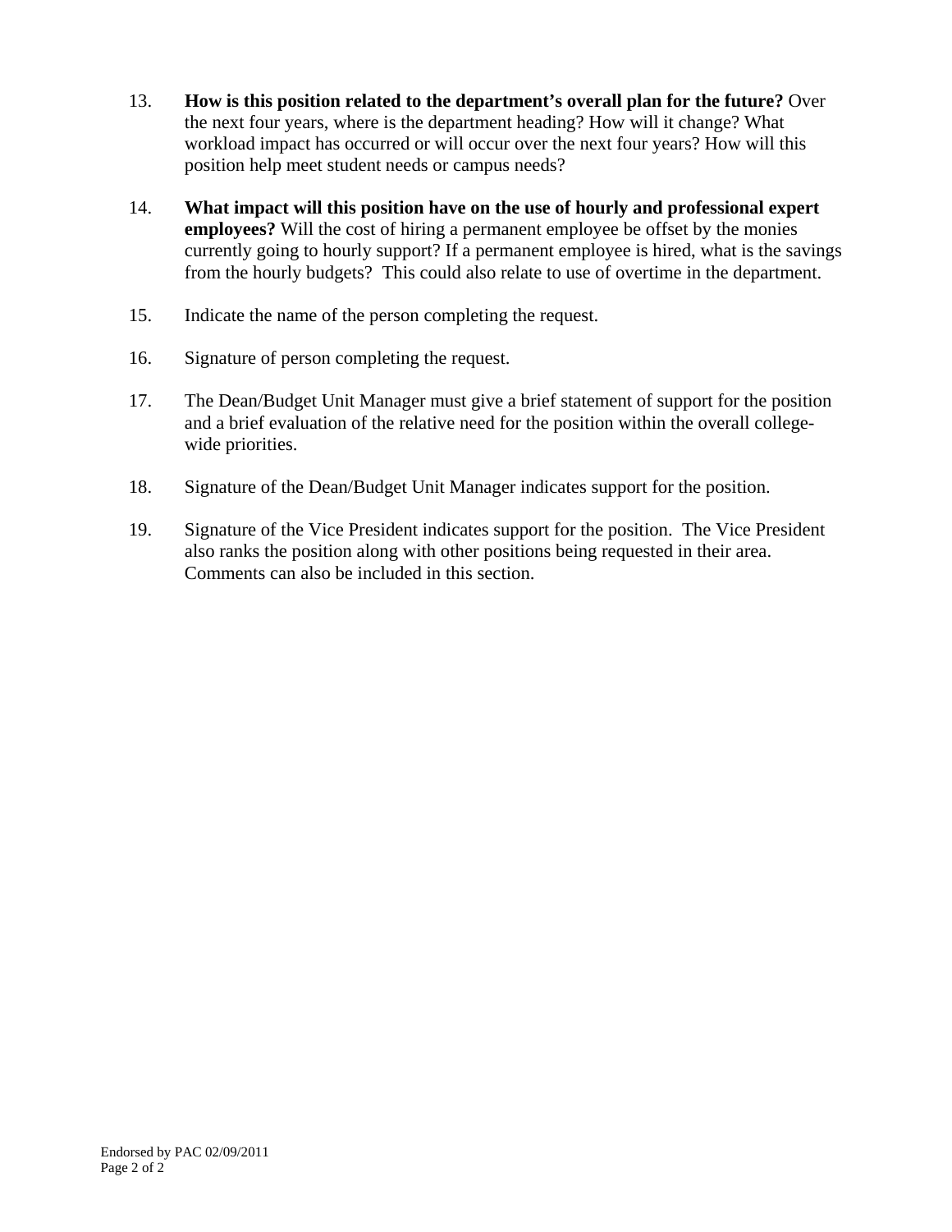13. **How is this position related to the department's overall plan for the future?** Over the next four years, where is the department heading? How will it change? What workload impact has occurred or will occur over the next four years? How will this position help meet student needs or campus needs?

14. **What impact will this position have on the use of hourly and professional expert employees?** Will the cost of hiring a permanent employee be offset by the monies currently going to hourly support? If a permanent employee is hired, what is the savings from the hourly budgets? This could also relate to use of overtime in the department.

15. Indicate the name of the person completing the request.

16. Signature of person completing the request.

17. The Dean/Budget Unit Manager must give a brief statement of support for the position and a brief evaluation of the relative need for the position within the overall college-wide priorities.

18. Signature of the Dean/Budget Unit Manager indicates support for the position.

19. Signature of the Vice President indicates support for the position. The Vice President also ranks the position along with other positions being requested in their area. Comments can also be included in this section.

Endorsed by PAC 02/09/2011